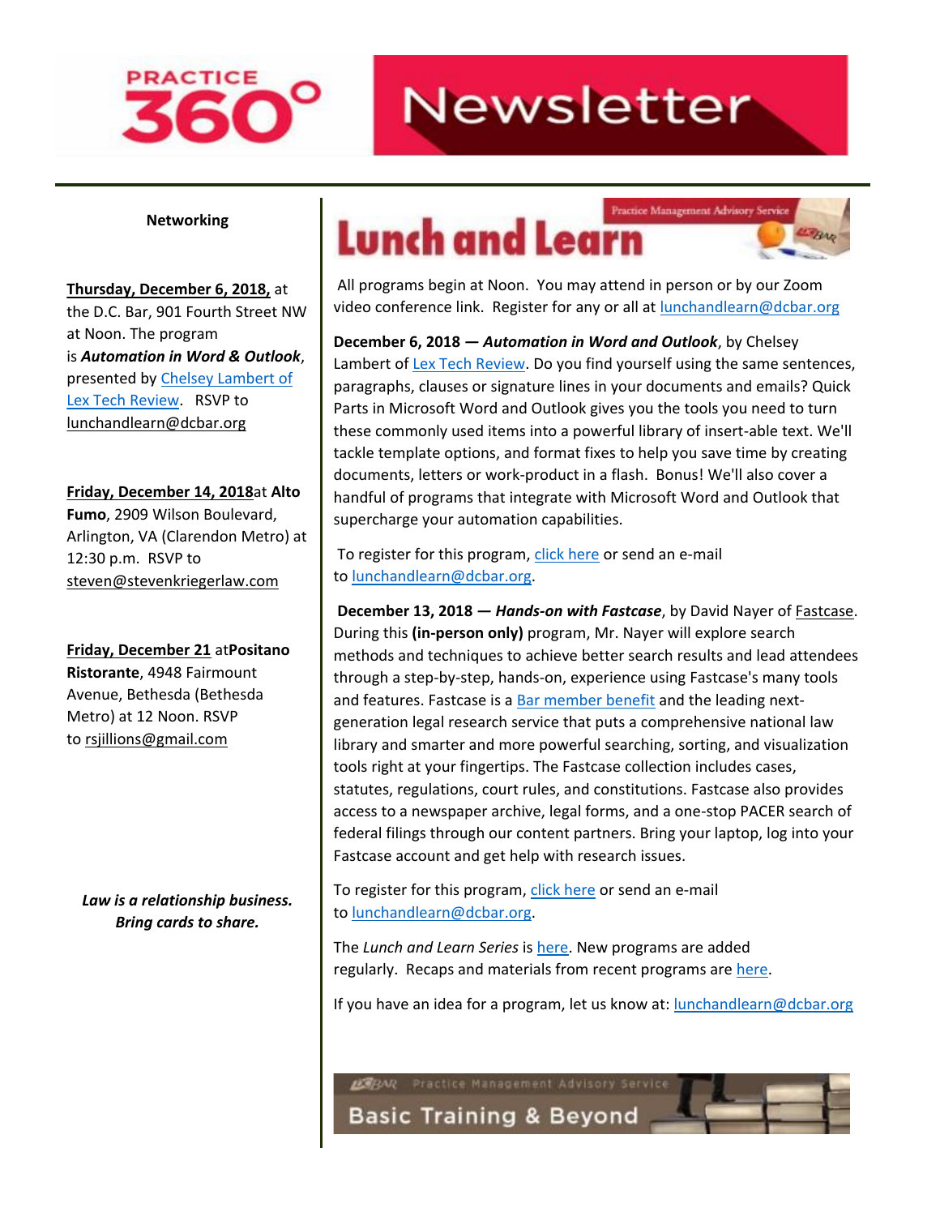# PRACTICE 360° Newsletter

## Networking

**Thursday, December 6, 2018,** at the D.C. Bar, 901 Fourth Street NW at Noon. The program is ***Automation in Word & Outlook***, presented by Chelsey Lambert of Lex Tech Review. RSVP to lunchandlearn@dcbar.org

**Friday, December 14, 2018**at **Alto Fumo**, 2909 Wilson Boulevard, Arlington, VA (Clarendon Metro) at 12:30 p.m. RSVP to steven@stevenkriegerlaw.com

**Friday, December 21** at**Positano Ristorante**, 4948 Fairmount Avenue, Bethesda (Bethesda Metro) at 12 Noon. RSVP to rsjillions@gmail.com

***Law is a relationship business. Bring cards to share.***

## Lunch and Learn

Practice Management Advisory Service

All programs begin at Noon. You may attend in person or by our Zoom video conference link. Register for any or all at lunchandlearn@dcbar.org

**December 6, 2018 — *Automation in Word and Outlook***, by Chelsey Lambert of Lex Tech Review. Do you find yourself using the same sentences, paragraphs, clauses or signature lines in your documents and emails? Quick Parts in Microsoft Word and Outlook gives you the tools you need to turn these commonly used items into a powerful library of insert-able text. We'll tackle template options, and format fixes to help you save time by creating documents, letters or work-product in a flash. Bonus! We'll also cover a handful of programs that integrate with Microsoft Word and Outlook that supercharge your automation capabilities.

To register for this program, click here or send an e-mail to lunchandlearn@dcbar.org.

**December 13, 2018 — *Hands-on with Fastcase***, by David Nayer of Fastcase. During this **(in-person only)** program, Mr. Nayer will explore search methods and techniques to achieve better search results and lead attendees through a step-by-step, hands-on, experience using Fastcase's many tools and features. Fastcase is a Bar member benefit and the leading next-generation legal research service that puts a comprehensive national law library and smarter and more powerful searching, sorting, and visualization tools right at your fingertips. The Fastcase collection includes cases, statutes, regulations, court rules, and constitutions. Fastcase also provides access to a newspaper archive, legal forms, and a one-stop PACER search of federal filings through our content partners. Bring your laptop, log into your Fastcase account and get help with research issues.

To register for this program, click here or send an e-mail to lunchandlearn@dcbar.org.

The *Lunch and Learn Series* is here. New programs are added regularly. Recaps and materials from recent programs are here.

If you have an idea for a program, let us know at: lunchandlearn@dcbar.org

## Basic Training & Beyond

DC BAR Practice Management Advisory Service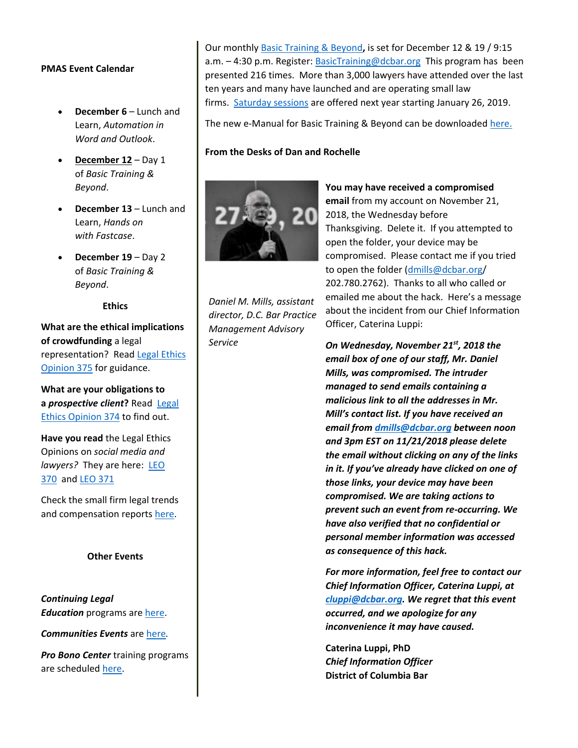**PMAS Event Calendar**

- **December 6** – Lunch and Learn, *Automation in Word and Outlook*.
- **December 12** – Day 1 of *Basic Training & Beyond*.
- **December 13** – Lunch and Learn, *Hands on with Fastcase*.
- **December 19** – Day 2 of *Basic Training & Beyond*.

**Ethics**

**What are the ethical implications of crowdfunding** a legal representation? Read Legal Ethics Opinion 375 for guidance.

**What are your obligations to a *prospective client*?** Read Legal Ethics Opinion 374 to find out.

**Have you read** the Legal Ethics Opinions on *social media and lawyers?* They are here: LEO 370 and LEO 371

Check the small firm legal trends and compensation reports here.

**Other Events**

***Continuing Legal Education*** programs are here.

***Communities Events*** are here.

***Pro Bono Center*** training programs are scheduled here.

Our monthly Basic Training & Beyond**,** is set for December 12 & 19 / 9:15 a.m. – 4:30 p.m. Register: BasicTraining@dcbar.org This program has been presented 216 times. More than 3,000 lawyers have attended over the last ten years and many have launched and are operating small law firms. Saturday sessions are offered next year starting January 26, 2019.

The new e-Manual for Basic Training & Beyond can be downloaded here.

**From the Desks of Dan and Rochelle**

*Daniel M. Mills, assistant director, D.C. Bar Practice Management Advisory Service*

**You may have received a compromised email** from my account on November 21, 2018, the Wednesday before Thanksgiving. Delete it. If you attempted to open the folder, your device may be compromised. Please contact me if you tried to open the folder (dmills@dcbar.org/ 202.780.2762). Thanks to all who called or emailed me about the hack. Here's a message about the incident from our Chief Information Officer, Caterina Luppi:

***On Wednesday, November 21st, 2018 the email box of one of our staff, Mr. Daniel Mills, was compromised. The intruder managed to send emails containing a malicious link to all the addresses in Mr. Mill's contact list. If you have received an email from dmills@dcbar.org between noon and 3pm EST on 11/21/2018 please delete the email without clicking on any of the links in it. If you've already have clicked on one of those links, your device may have been compromised. We are taking actions to prevent such an event from re-occurring. We have also verified that no confidential or personal member information was accessed as consequence of this hack.***

***For more information, feel free to contact our Chief Information Officer, Caterina Luppi, at cluppi@dcbar.org. We regret that this event occurred, and we apologize for any inconvenience it may have caused.***

**Caterina Luppi, PhD**
***Chief Information Officer***
**District of Columbia Bar**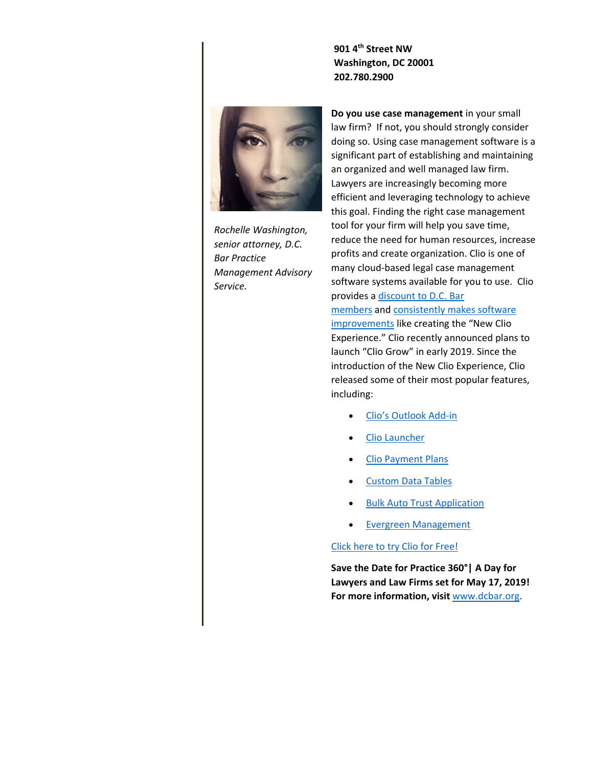**901 4th Street NW**
**Washington, DC 20001**
**202.780.2900**

*Rochelle Washington, senior attorney, D.C. Bar Practice Management Advisory Service.*

**Do you use case management** in your small law firm? If not, you should strongly consider doing so. Using case management software is a significant part of establishing and maintaining an organized and well managed law firm. Lawyers are increasingly becoming more efficient and leveraging technology to achieve this goal. Finding the right case management tool for your firm will help you save time, reduce the need for human resources, increase profits and create organization. Clio is one of many cloud-based legal case management software systems available for you to use. Clio provides a discount to D.C. Bar members and consistently makes software improvements like creating the "New Clio Experience." Clio recently announced plans to launch "Clio Grow" in early 2019. Since the introduction of the New Clio Experience, Clio released some of their most popular features, including:

- Clio's Outlook Add-in
- Clio Launcher
- Clio Payment Plans
- Custom Data Tables
- Bulk Auto Trust Application
- Evergreen Management

Click here to try Clio for Free!

**Save the Date for Practice 360°| A Day for Lawyers and Law Firms set for May 17, 2019! For more information, visit** www.dcbar.org.